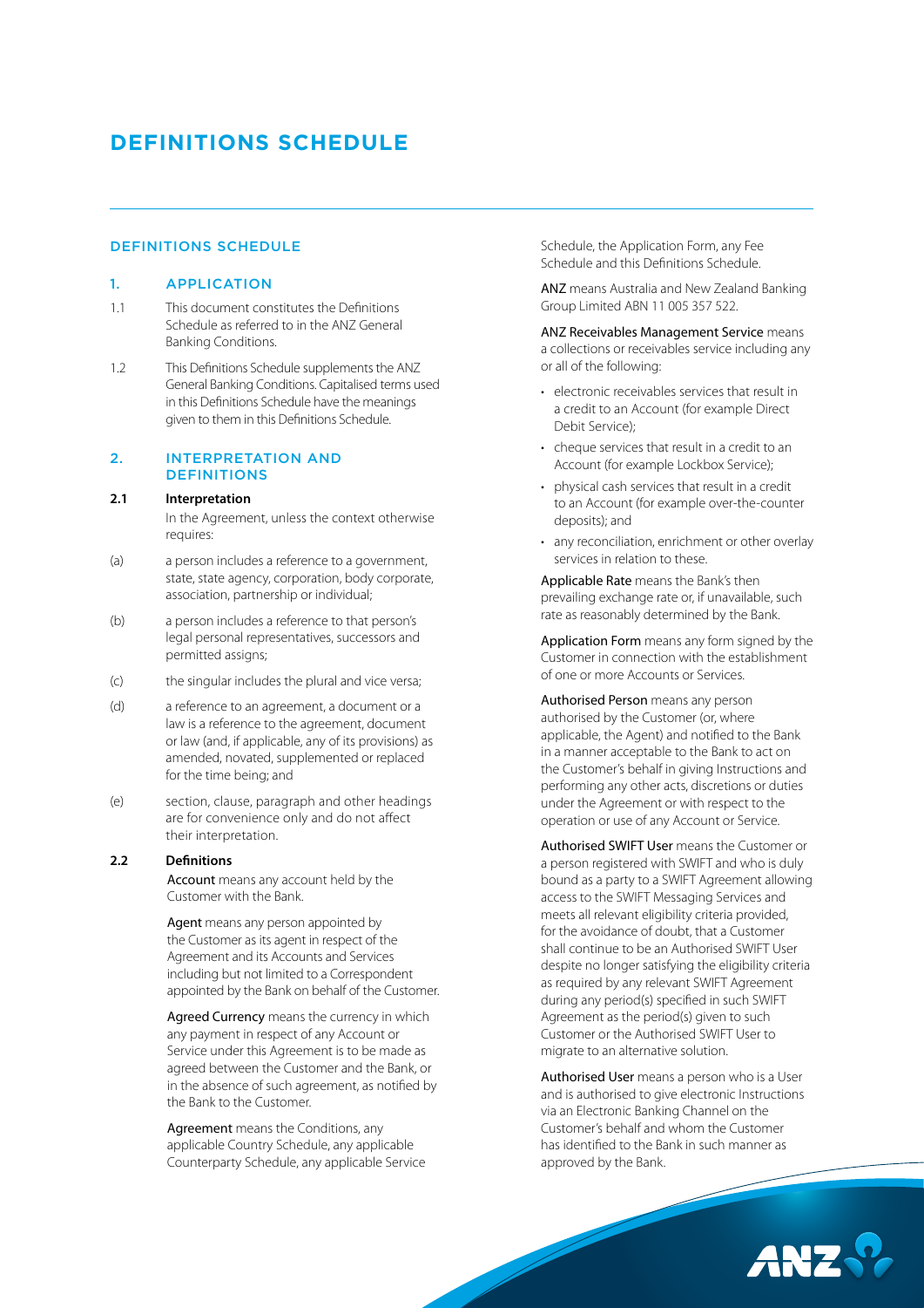# DEFINITIONS SCHEDULE

## DEFINITIONS SCHEDULE

### 1. APPLICATION

1.1 This document constitutes the Definitions Schedule as referred to in the ANZ General Banking Conditions.

1.2 This Definitions Schedule supplements the ANZ General Banking Conditions. Capitalised terms used in this Definitions Schedule have the meanings given to them in this Definitions Schedule.

### 2. INTERPRETATION AND DEFINITIONS

**2.1 Interpretation**

In the Agreement, unless the context otherwise requires:

(a) a person includes a reference to a government, state, state agency, corporation, body corporate, association, partnership or individual;

(b) a person includes a reference to that person's legal personal representatives, successors and permitted assigns;

(c) the singular includes the plural and vice versa;

(d) a reference to an agreement, a document or a law is a reference to the agreement, document or law (and, if applicable, any of its provisions) as amended, novated, supplemented or replaced for the time being; and

(e) section, clause, paragraph and other headings are for convenience only and do not affect their interpretation.

**2.2 Definitions**

Account means any account held by the Customer with the Bank.

Agent means any person appointed by the Customer as its agent in respect of the Agreement and its Accounts and Services including but not limited to a Correspondent appointed by the Bank on behalf of the Customer.

Agreed Currency means the currency in which any payment in respect of any Account or Service under this Agreement is to be made as agreed between the Customer and the Bank, or in the absence of such agreement, as notified by the Bank to the Customer.

Agreement means the Conditions, any applicable Country Schedule, any applicable Counterparty Schedule, any applicable Service Schedule, the Application Form, any Fee Schedule and this Definitions Schedule.

ANZ means Australia and New Zealand Banking Group Limited ABN 11 005 357 522.

ANZ Receivables Management Service means a collections or receivables service including any or all of the following:

- electronic receivables services that result in a credit to an Account (for example Direct Debit Service);
- cheque services that result in a credit to an Account (for example Lockbox Service);
- physical cash services that result in a credit to an Account (for example over-the-counter deposits); and
- any reconciliation, enrichment or other overlay services in relation to these.

Applicable Rate means the Bank's then prevailing exchange rate or, if unavailable, such rate as reasonably determined by the Bank.

Application Form means any form signed by the Customer in connection with the establishment of one or more Accounts or Services.

Authorised Person means any person authorised by the Customer (or, where applicable, the Agent) and notified to the Bank in a manner acceptable to the Bank to act on the Customer's behalf in giving Instructions and performing any other acts, discretions or duties under the Agreement or with respect to the operation or use of any Account or Service.

Authorised SWIFT User means the Customer or a person registered with SWIFT and who is duly bound as a party to a SWIFT Agreement allowing access to the SWIFT Messaging Services and meets all relevant eligibility criteria provided, for the avoidance of doubt, that a Customer shall continue to be an Authorised SWIFT User despite no longer satisfying the eligibility criteria as required by any relevant SWIFT Agreement during any period(s) specified in such SWIFT Agreement as the period(s) given to such Customer or the Authorised SWIFT User to migrate to an alternative solution.

Authorised User means a person who is a User and is authorised to give electronic Instructions via an Electronic Banking Channel on the Customer's behalf and whom the Customer has identified to the Bank in such manner as approved by the Bank.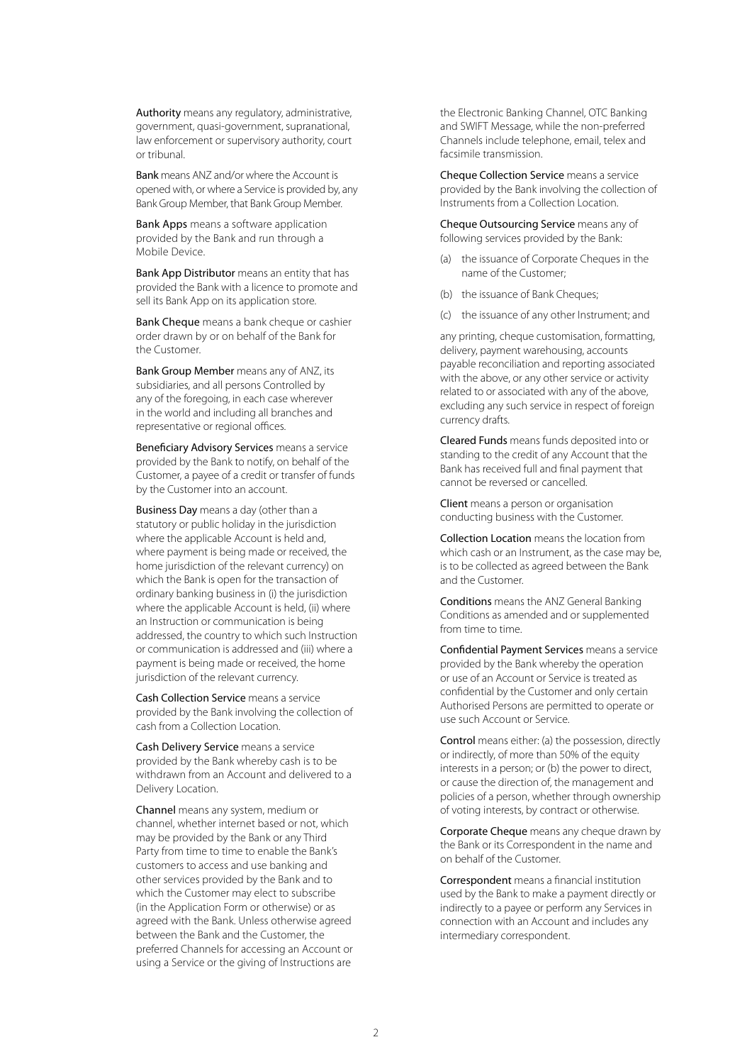**Authority** means any regulatory, administrative, government, quasi-government, supranational, law enforcement or supervisory authority, court or tribunal.

**Bank** means ANZ and/or where the Account is opened with, or where a Service is provided by, any Bank Group Member, that Bank Group Member.

**Bank Apps** means a software application provided by the Bank and run through a Mobile Device.

**Bank App Distributor** means an entity that has provided the Bank with a licence to promote and sell its Bank App on its application store.

**Bank Cheque** means a bank cheque or cashier order drawn by or on behalf of the Bank for the Customer.

**Bank Group Member** means any of ANZ, its subsidiaries, and all persons Controlled by any of the foregoing, in each case wherever in the world and including all branches and representative or regional offices.

**Beneficiary Advisory Services** means a service provided by the Bank to notify, on behalf of the Customer, a payee of a credit or transfer of funds by the Customer into an account.

**Business Day** means a day (other than a statutory or public holiday in the jurisdiction where the applicable Account is held and, where payment is being made or received, the home jurisdiction of the relevant currency) on which the Bank is open for the transaction of ordinary banking business in (i) the jurisdiction where the applicable Account is held, (ii) where an Instruction or communication is being addressed, the country to which such Instruction or communication is addressed and (iii) where a payment is being made or received, the home jurisdiction of the relevant currency.

**Cash Collection Service** means a service provided by the Bank involving the collection of cash from a Collection Location.

**Cash Delivery Service** means a service provided by the Bank whereby cash is to be withdrawn from an Account and delivered to a Delivery Location.

**Channel** means any system, medium or channel, whether internet based or not, which may be provided by the Bank or any Third Party from time to time to enable the Bank's customers to access and use banking and other services provided by the Bank and to which the Customer may elect to subscribe (in the Application Form or otherwise) or as agreed with the Bank. Unless otherwise agreed between the Bank and the Customer, the preferred Channels for accessing an Account or using a Service or the giving of Instructions are the Electronic Banking Channel, OTC Banking and SWIFT Message, while the non-preferred Channels include telephone, email, telex and facsimile transmission.

**Cheque Collection Service** means a service provided by the Bank involving the collection of Instruments from a Collection Location.

**Cheque Outsourcing Service** means any of following services provided by the Bank:

(a) the issuance of Corporate Cheques in the name of the Customer;

(b) the issuance of Bank Cheques;

(c) the issuance of any other Instrument; and

any printing, cheque customisation, formatting, delivery, payment warehousing, accounts payable reconciliation and reporting associated with the above, or any other service or activity related to or associated with any of the above, excluding any such service in respect of foreign currency drafts.

**Cleared Funds** means funds deposited into or standing to the credit of any Account that the Bank has received full and final payment that cannot be reversed or cancelled.

**Client** means a person or organisation conducting business with the Customer.

**Collection Location** means the location from which cash or an Instrument, as the case may be, is to be collected as agreed between the Bank and the Customer.

**Conditions** means the ANZ General Banking Conditions as amended and or supplemented from time to time.

**Confidential Payment Services** means a service provided by the Bank whereby the operation or use of an Account or Service is treated as confidential by the Customer and only certain Authorised Persons are permitted to operate or use such Account or Service.

**Control** means either: (a) the possession, directly or indirectly, of more than 50% of the equity interests in a person; or (b) the power to direct, or cause the direction of, the management and policies of a person, whether through ownership of voting interests, by contract or otherwise.

**Corporate Cheque** means any cheque drawn by the Bank or its Correspondent in the name and on behalf of the Customer.

**Correspondent** means a financial institution used by the Bank to make a payment directly or indirectly to a payee or perform any Services in connection with an Account and includes any intermediary correspondent.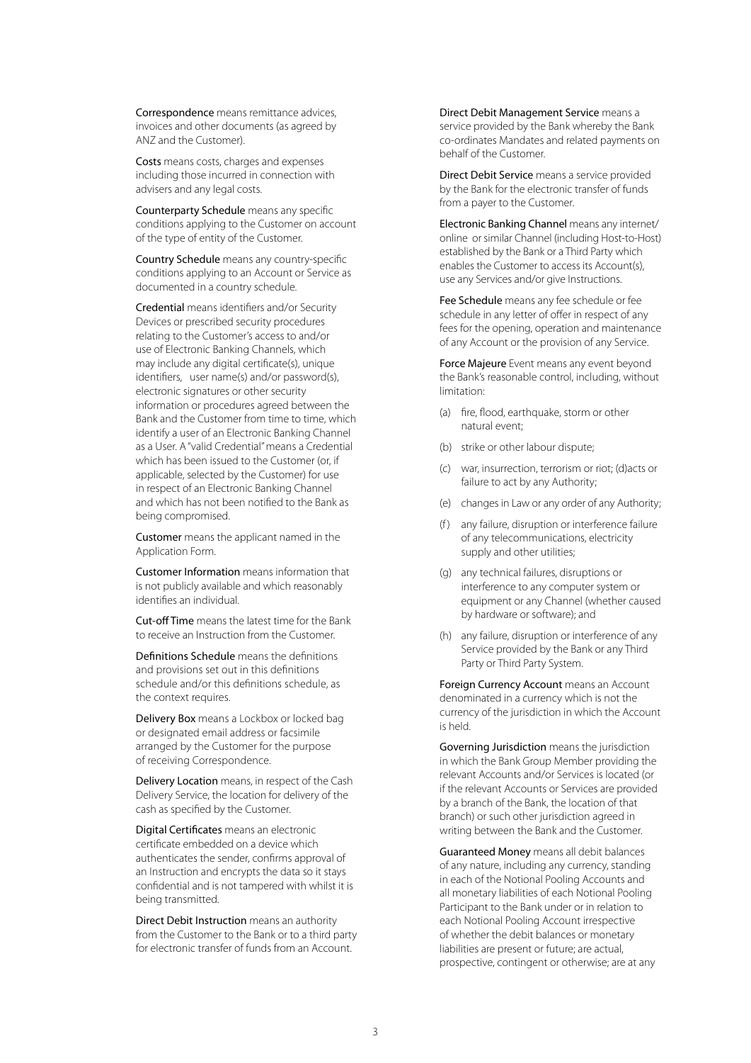**Correspondence** means remittance advices, invoices and other documents (as agreed by ANZ and the Customer).

**Costs** means costs, charges and expenses including those incurred in connection with advisers and any legal costs.

**Counterparty Schedule** means any specific conditions applying to the Customer on account of the type of entity of the Customer.

**Country Schedule** means any country-specific conditions applying to an Account or Service as documented in a country schedule.

**Credential** means identifiers and/or Security Devices or prescribed security procedures relating to the Customer's access to and/or use of Electronic Banking Channels, which may include any digital certificate(s), unique identifiers, user name(s) and/or password(s), electronic signatures or other security information or procedures agreed between the Bank and the Customer from time to time, which identify a user of an Electronic Banking Channel as a User. A "valid Credential" means a Credential which has been issued to the Customer (or, if applicable, selected by the Customer) for use in respect of an Electronic Banking Channel and which has not been notified to the Bank as being compromised.

**Customer** means the applicant named in the Application Form.

**Customer Information** means information that is not publicly available and which reasonably identifies an individual.

**Cut-off Time** means the latest time for the Bank to receive an Instruction from the Customer.

**Definitions Schedule** means the definitions and provisions set out in this definitions schedule and/or this definitions schedule, as the context requires.

**Delivery Box** means a Lockbox or locked bag or designated email address or facsimile arranged by the Customer for the purpose of receiving Correspondence.

**Delivery Location** means, in respect of the Cash Delivery Service, the location for delivery of the cash as specified by the Customer.

**Digital Certificates** means an electronic certificate embedded on a device which authenticates the sender, confirms approval of an Instruction and encrypts the data so it stays confidential and is not tampered with whilst it is being transmitted.

**Direct Debit Instruction** means an authority from the Customer to the Bank or to a third party for electronic transfer of funds from an Account.

**Direct Debit Management Service** means a service provided by the Bank whereby the Bank co-ordinates Mandates and related payments on behalf of the Customer.

**Direct Debit Service** means a service provided by the Bank for the electronic transfer of funds from a payer to the Customer.

**Electronic Banking Channel** means any internet/online or similar Channel (including Host-to-Host) established by the Bank or a Third Party which enables the Customer to access its Account(s), use any Services and/or give Instructions.

**Fee Schedule** means any fee schedule or fee schedule in any letter of offer in respect of any fees for the opening, operation and maintenance of any Account or the provision of any Service.

**Force Majeure** Event means any event beyond the Bank's reasonable control, including, without limitation:

(a) fire, flood, earthquake, storm or other natural event;

(b) strike or other labour dispute;

(c) war, insurrection, terrorism or riot; (d)acts or failure to act by any Authority;

(e) changes in Law or any order of any Authority;

(f) any failure, disruption or interference failure of any telecommunications, electricity supply and other utilities;

(g) any technical failures, disruptions or interference to any computer system or equipment or any Channel (whether caused by hardware or software); and

(h) any failure, disruption or interference of any Service provided by the Bank or any Third Party or Third Party System.

**Foreign Currency Account** means an Account denominated in a currency which is not the currency of the jurisdiction in which the Account is held.

**Governing Jurisdiction** means the jurisdiction in which the Bank Group Member providing the relevant Accounts and/or Services is located (or if the relevant Accounts or Services are provided by a branch of the Bank, the location of that branch) or such other jurisdiction agreed in writing between the Bank and the Customer.

**Guaranteed Money** means all debit balances of any nature, including any currency, standing in each of the Notional Pooling Accounts and all monetary liabilities of each Notional Pooling Participant to the Bank under or in relation to each Notional Pooling Account irrespective of whether the debit balances or monetary liabilities are present or future; are actual, prospective, contingent or otherwise; are at any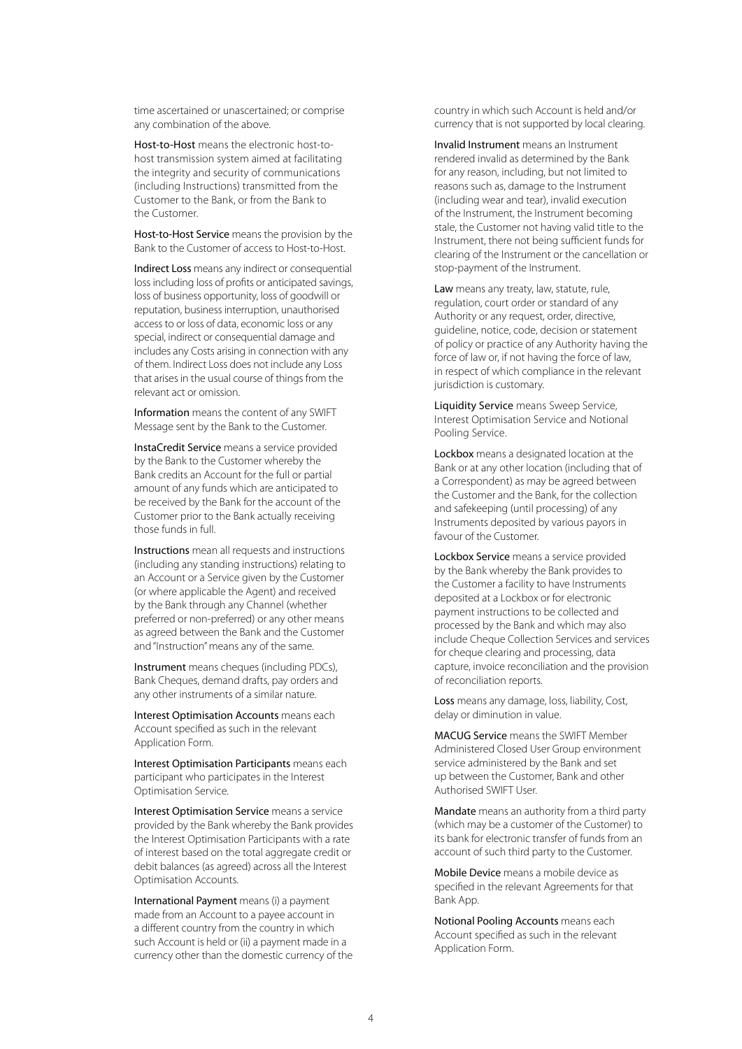time ascertained or unascertained; or comprise any combination of the above.

**Host-to-Host** means the electronic host-to-host transmission system aimed at facilitating the integrity and security of communications (including Instructions) transmitted from the Customer to the Bank, or from the Bank to the Customer.

**Host-to-Host Service** means the provision by the Bank to the Customer of access to Host-to-Host.

**Indirect Loss** means any indirect or consequential loss including loss of profits or anticipated savings, loss of business opportunity, loss of goodwill or reputation, business interruption, unauthorised access to or loss of data, economic loss or any special, indirect or consequential damage and includes any Costs arising in connection with any of them. Indirect Loss does not include any Loss that arises in the usual course of things from the relevant act or omission.

**Information** means the content of any SWIFT Message sent by the Bank to the Customer.

**InstaCredit Service** means a service provided by the Bank to the Customer whereby the Bank credits an Account for the full or partial amount of any funds which are anticipated to be received by the Bank for the account of the Customer prior to the Bank actually receiving those funds in full.

**Instructions** mean all requests and instructions (including any standing instructions) relating to an Account or a Service given by the Customer (or where applicable the Agent) and received by the Bank through any Channel (whether preferred or non-preferred) or any other means as agreed between the Bank and the Customer and "Instruction" means any of the same.

**Instrument** means cheques (including PDCs), Bank Cheques, demand drafts, pay orders and any other instruments of a similar nature.

**Interest Optimisation Accounts** means each Account specified as such in the relevant Application Form.

**Interest Optimisation Participants** means each participant who participates in the Interest Optimisation Service.

**Interest Optimisation Service** means a service provided by the Bank whereby the Bank provides the Interest Optimisation Participants with a rate of interest based on the total aggregate credit or debit balances (as agreed) across all the Interest Optimisation Accounts.

**International Payment** means (i) a payment made from an Account to a payee account in a different country from the country in which such Account is held or (ii) a payment made in a currency other than the domestic currency of the country in which such Account is held and/or currency that is not supported by local clearing.

**Invalid Instrument** means an Instrument rendered invalid as determined by the Bank for any reason, including, but not limited to reasons such as, damage to the Instrument (including wear and tear), invalid execution of the Instrument, the Instrument becoming stale, the Customer not having valid title to the Instrument, there not being sufficient funds for clearing of the Instrument or the cancellation or stop-payment of the Instrument.

**Law** means any treaty, law, statute, rule, regulation, court order or standard of any Authority or any request, order, directive, guideline, notice, code, decision or statement of policy or practice of any Authority having the force of law or, if not having the force of law, in respect of which compliance in the relevant jurisdiction is customary.

**Liquidity Service** means Sweep Service, Interest Optimisation Service and Notional Pooling Service.

**Lockbox** means a designated location at the Bank or at any other location (including that of a Correspondent) as may be agreed between the Customer and the Bank, for the collection and safekeeping (until processing) of any Instruments deposited by various payors in favour of the Customer.

**Lockbox Service** means a service provided by the Bank whereby the Bank provides to the Customer a facility to have Instruments deposited at a Lockbox or for electronic payment instructions to be collected and processed by the Bank and which may also include Cheque Collection Services and services for cheque clearing and processing, data capture, invoice reconciliation and the provision of reconciliation reports.

**Loss** means any damage, loss, liability, Cost, delay or diminution in value.

**MACUG Service** means the SWIFT Member Administered Closed User Group environment service administered by the Bank and set up between the Customer, Bank and other Authorised SWIFT User.

**Mandate** means an authority from a third party (which may be a customer of the Customer) to its bank for electronic transfer of funds from an account of such third party to the Customer.

**Mobile Device** means a mobile device as specified in the relevant Agreements for that Bank App.

**Notional Pooling Accounts** means each Account specified as such in the relevant Application Form.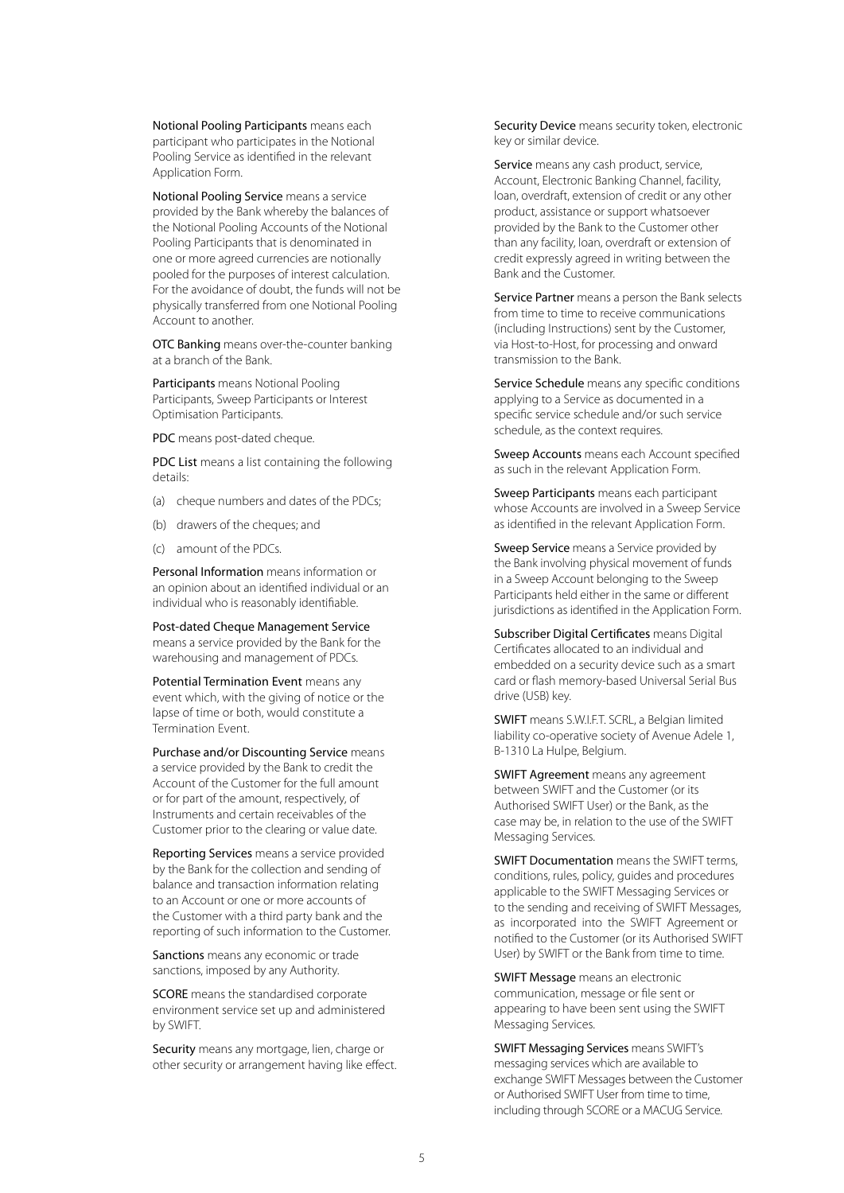**Notional Pooling Participants** means each participant who participates in the Notional Pooling Service as identified in the relevant Application Form.

**Notional Pooling Service** means a service provided by the Bank whereby the balances of the Notional Pooling Accounts of the Notional Pooling Participants that is denominated in one or more agreed currencies are notionally pooled for the purposes of interest calculation. For the avoidance of doubt, the funds will not be physically transferred from one Notional Pooling Account to another.

**OTC Banking** means over-the-counter banking at a branch of the Bank.

**Participants** means Notional Pooling Participants, Sweep Participants or Interest Optimisation Participants.

**PDC** means post-dated cheque.

**PDC List** means a list containing the following details:

(a) cheque numbers and dates of the PDCs;

(b) drawers of the cheques; and

(c) amount of the PDCs.

**Personal Information** means information or an opinion about an identified individual or an individual who is reasonably identifiable.

**Post-dated Cheque Management Service** means a service provided by the Bank for the warehousing and management of PDCs.

**Potential Termination Event** means any event which, with the giving of notice or the lapse of time or both, would constitute a Termination Event.

**Purchase and/or Discounting Service** means a service provided by the Bank to credit the Account of the Customer for the full amount or for part of the amount, respectively, of Instruments and certain receivables of the Customer prior to the clearing or value date.

**Reporting Services** means a service provided by the Bank for the collection and sending of balance and transaction information relating to an Account or one or more accounts of the Customer with a third party bank and the reporting of such information to the Customer.

**Sanctions** means any economic or trade sanctions, imposed by any Authority.

**SCORE** means the standardised corporate environment service set up and administered by SWIFT.

**Security** means any mortgage, lien, charge or other security or arrangement having like effect.

**Security Device** means security token, electronic key or similar device.

**Service** means any cash product, service, Account, Electronic Banking Channel, facility, loan, overdraft, extension of credit or any other product, assistance or support whatsoever provided by the Bank to the Customer other than any facility, loan, overdraft or extension of credit expressly agreed in writing between the Bank and the Customer.

**Service Partner** means a person the Bank selects from time to time to receive communications (including Instructions) sent by the Customer, via Host-to-Host, for processing and onward transmission to the Bank.

**Service Schedule** means any specific conditions applying to a Service as documented in a specific service schedule and/or such service schedule, as the context requires.

**Sweep Accounts** means each Account specified as such in the relevant Application Form.

**Sweep Participants** means each participant whose Accounts are involved in a Sweep Service as identified in the relevant Application Form.

**Sweep Service** means a Service provided by the Bank involving physical movement of funds in a Sweep Account belonging to the Sweep Participants held either in the same or different jurisdictions as identified in the Application Form.

**Subscriber Digital Certificates** means Digital Certificates allocated to an individual and embedded on a security device such as a smart card or flash memory-based Universal Serial Bus drive (USB) key.

**SWIFT** means S.W.I.F.T. SCRL, a Belgian limited liability co-operative society of Avenue Adele 1, B-1310 La Hulpe, Belgium.

**SWIFT Agreement** means any agreement between SWIFT and the Customer (or its Authorised SWIFT User) or the Bank, as the case may be, in relation to the use of the SWIFT Messaging Services.

**SWIFT Documentation** means the SWIFT terms, conditions, rules, policy, guides and procedures applicable to the SWIFT Messaging Services or to the sending and receiving of SWIFT Messages, as incorporated into the SWIFT Agreement or notified to the Customer (or its Authorised SWIFT User) by SWIFT or the Bank from time to time.

**SWIFT Message** means an electronic communication, message or file sent or appearing to have been sent using the SWIFT Messaging Services.

**SWIFT Messaging Services** means SWIFT's messaging services which are available to exchange SWIFT Messages between the Customer or Authorised SWIFT User from time to time, including through SCORE or a MACUG Service.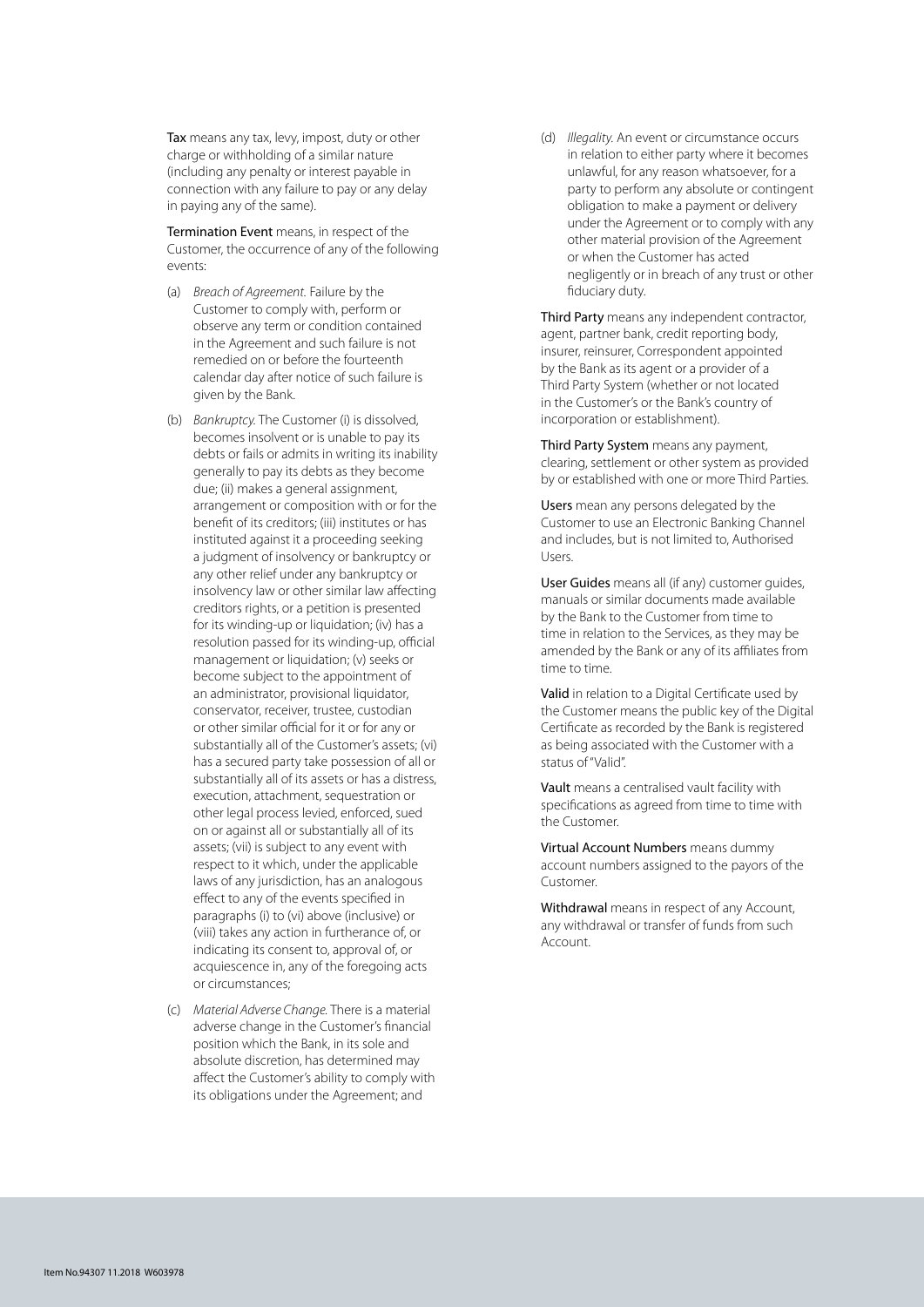**Tax** means any tax, levy, impost, duty or other charge or withholding of a similar nature (including any penalty or interest payable in connection with any failure to pay or any delay in paying any of the same).

**Termination Event** means, in respect of the Customer, the occurrence of any of the following events:

(a) *Breach of Agreement.* Failure by the Customer to comply with, perform or observe any term or condition contained in the Agreement and such failure is not remedied on or before the fourteenth calendar day after notice of such failure is given by the Bank.

(b) *Bankruptcy.* The Customer (i) is dissolved, becomes insolvent or is unable to pay its debts or fails or admits in writing its inability generally to pay its debts as they become due; (ii) makes a general assignment, arrangement or composition with or for the benefit of its creditors; (iii) institutes or has instituted against it a proceeding seeking a judgment of insolvency or bankruptcy or any other relief under any bankruptcy or insolvency law or other similar law affecting creditors rights, or a petition is presented for its winding-up or liquidation; (iv) has a resolution passed for its winding-up, official management or liquidation; (v) seeks or become subject to the appointment of an administrator, provisional liquidator, conservator, receiver, trustee, custodian or other similar official for it or for any or substantially all of the Customer's assets; (vi) has a secured party take possession of all or substantially all of its assets or has a distress, execution, attachment, sequestration or other legal process levied, enforced, sued on or against all or substantially all of its assets; (vii) is subject to any event with respect to it which, under the applicable laws of any jurisdiction, has an analogous effect to any of the events specified in paragraphs (i) to (vi) above (inclusive) or (viii) takes any action in furtherance of, or indicating its consent to, approval of, or acquiescence in, any of the foregoing acts or circumstances;

(c) *Material Adverse Change.* There is a material adverse change in the Customer's financial position which the Bank, in its sole and absolute discretion, has determined may affect the Customer's ability to comply with its obligations under the Agreement; and

(d) *Illegality.* An event or circumstance occurs in relation to either party where it becomes unlawful, for any reason whatsoever, for a party to perform any absolute or contingent obligation to make a payment or delivery under the Agreement or to comply with any other material provision of the Agreement or when the Customer has acted negligently or in breach of any trust or other fiduciary duty.

**Third Party** means any independent contractor, agent, partner bank, credit reporting body, insurer, reinsurer, Correspondent appointed by the Bank as its agent or a provider of a Third Party System (whether or not located in the Customer's or the Bank's country of incorporation or establishment).

**Third Party System** means any payment, clearing, settlement or other system as provided by or established with one or more Third Parties.

**Users** mean any persons delegated by the Customer to use an Electronic Banking Channel and includes, but is not limited to, Authorised Users.

**User Guides** means all (if any) customer guides, manuals or similar documents made available by the Bank to the Customer from time to time in relation to the Services, as they may be amended by the Bank or any of its affiliates from time to time.

**Valid** in relation to a Digital Certificate used by the Customer means the public key of the Digital Certificate as recorded by the Bank is registered as being associated with the Customer with a status of "Valid".

**Vault** means a centralised vault facility with specifications as agreed from time to time with the Customer.

**Virtual Account Numbers** means dummy account numbers assigned to the payors of the Customer.

**Withdrawal** means in respect of any Account, any withdrawal or transfer of funds from such Account.

Item No.94307 11.2018 W603978